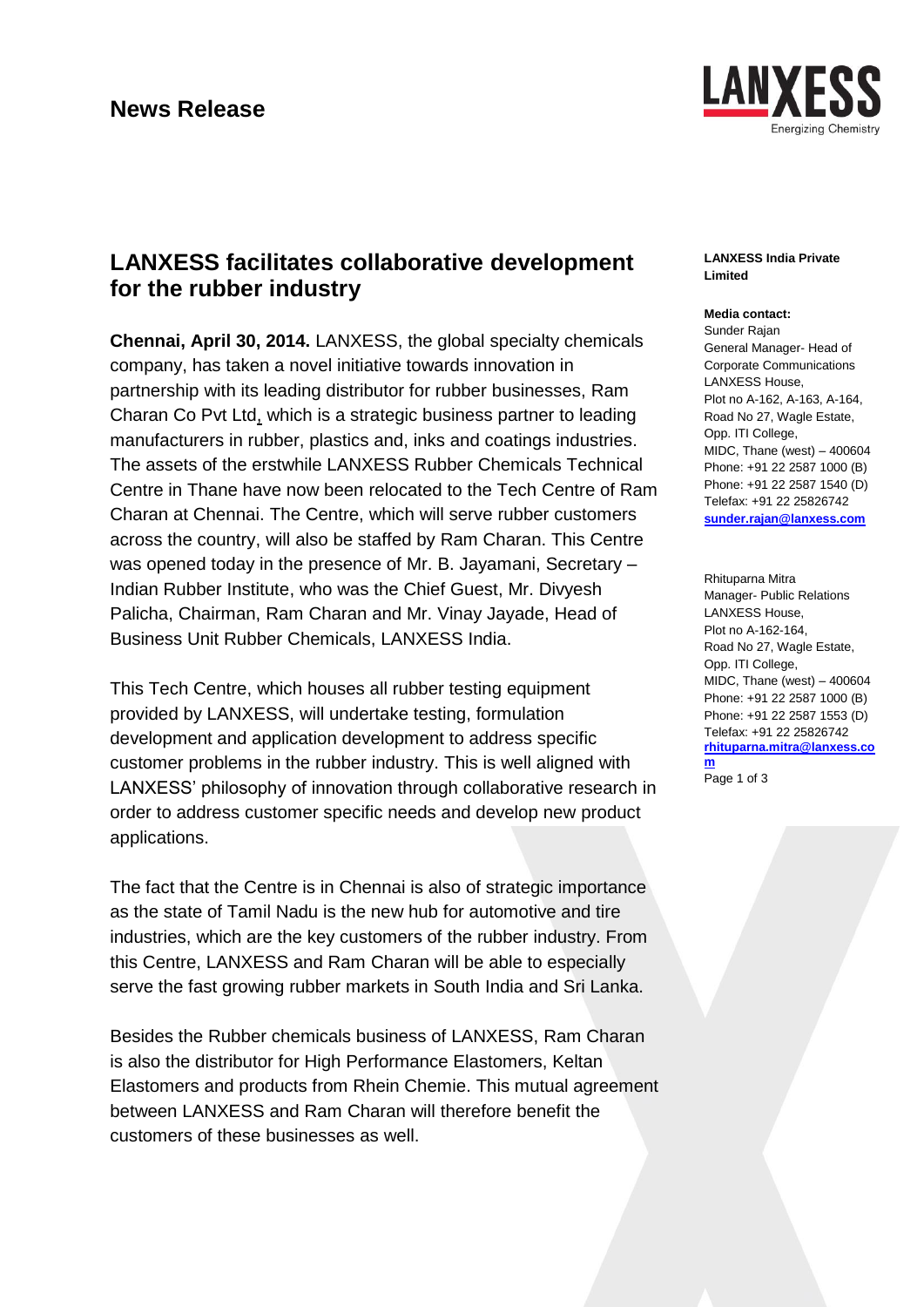# News Release

## LANXESS facilitates collaborative development for the rubber industry

**Chennai, April 30, 2014.** LANXESS, the global specialty chemicals company, has taken a novel initiative towards innovation in partnership with its leading distributor for rubber businesses, Ram Charan Co Pvt Ltd, which is a strategic business partner to leading manufacturers in rubber, plastics and, inks and coatings industries. The assets of the erstwhile LANXESS Rubber Chemicals Technical Centre in Thane have now been relocated to the Tech Centre of Ram Charan at Chennai. The Centre, which will serve rubber customers across the country, will also be staffed by Ram Charan. This Centre was opened today in the presence of Mr. B. Jayamani, Secretary – Indian Rubber Institute, who was the Chief Guest, Mr. Divyesh Palicha, Chairman, Ram Charan and Mr. Vinay Jayade, Head of Business Unit Rubber Chemicals, LANXESS India.

This Tech Centre, which houses all rubber testing equipment provided by LANXESS, will undertake testing, formulation development and application development to address specific customer problems in the rubber industry. This is well aligned with LANXESS' philosophy of innovation through collaborative research in order to address customer specific needs and develop new product applications.

The fact that the Centre is in Chennai is also of strategic importance as the state of Tamil Nadu is the new hub for automotive and tire industries, which are the key customers of the rubber industry. From this Centre, LANXESS and Ram Charan will be able to especially serve the fast growing rubber markets in South India and Sri Lanka.

Besides the Rubber chemicals business of LANXESS, Ram Charan is also the distributor for High Performance Elastomers, Keltan Elastomers and products from Rhein Chemie. This mutual agreement between LANXESS and Ram Charan will therefore benefit the customers of these businesses as well.

**LANXESS India Private Limited**

**Media contact:**
Sunder Rajan
General Manager- Head of Corporate Communications
LANXESS House,
Plot no A-162, A-163, A-164,
Road No 27, Wagle Estate,
Opp. ITI College,
MIDC, Thane (west) – 400604
Phone: +91 22 2587 1000 (B)
Phone: +91 22 2587 1540 (D)
Telefax: +91 22 25826742
sunder.rajan@lanxess.com

Rhituparna Mitra
Manager- Public Relations
LANXESS House,
Plot no A-162-164,
Road No 27, Wagle Estate,
Opp. ITI College,
MIDC, Thane (west) – 400604
Phone: +91 22 2587 1000 (B)
Phone: +91 22 2587 1553 (D)
Telefax: +91 22 25826742
rhituparna.mitra@lanxess.com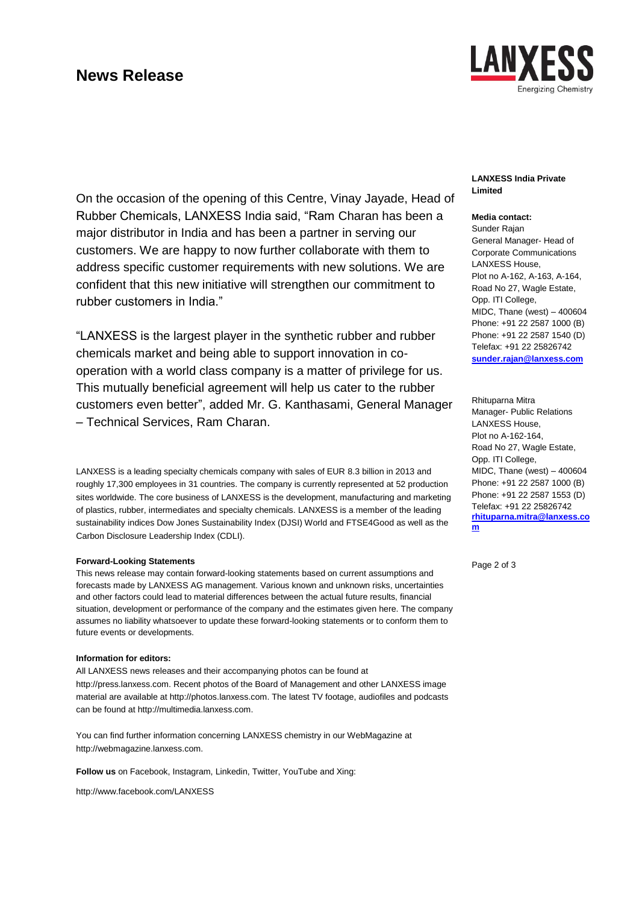On the occasion of the opening of this Centre, Vinay Jayade, Head of Rubber Chemicals, LANXESS India said, "Ram Charan has been a major distributor in India and has been a partner in serving our customers. We are happy to now further collaborate with them to address specific customer requirements with new solutions. We are confident that this new initiative will strengthen our commitment to rubber customers in India."

"LANXESS is the largest player in the synthetic rubber and rubber chemicals market and being able to support innovation in co-operation with a world class company is a matter of privilege for us. This mutually beneficial agreement will help us cater to the rubber customers even better", added Mr. G. Kanthasami, General Manager – Technical Services, Ram Charan.

LANXESS is a leading specialty chemicals company with sales of EUR 8.3 billion in 2013 and roughly 17,300 employees in 31 countries. The company is currently represented at 52 production sites worldwide. The core business of LANXESS is the development, manufacturing and marketing of plastics, rubber, intermediates and specialty chemicals. LANXESS is a member of the leading sustainability indices Dow Jones Sustainability Index (DJSI) World and FTSE4Good as well as the Carbon Disclosure Leadership Index (CDLI).

**Forward-Looking Statements**

This news release may contain forward-looking statements based on current assumptions and forecasts made by LANXESS AG management. Various known and unknown risks, uncertainties and other factors could lead to material differences between the actual future results, financial situation, development or performance of the company and the estimates given here. The company assumes no liability whatsoever to update these forward-looking statements or to conform them to future events or developments.

**Information for editors:**

All LANXESS news releases and their accompanying photos can be found at http://press.lanxess.com. Recent photos of the Board of Management and other LANXESS image material are available at http://photos.lanxess.com. The latest TV footage, audiofiles and podcasts can be found at http://multimedia.lanxess.com.

You can find further information concerning LANXESS chemistry in our WebMagazine at http://webmagazine.lanxess.com.

**Follow us** on Facebook, Instagram, Linkedin, Twitter, YouTube and Xing:

http://www.facebook.com/LANXESS

**LANXESS India Private Limited**

**Media contact:**
Sunder Rajan
General Manager- Head of Corporate Communications
LANXESS House,
Plot no A-162, A-163, A-164,
Road No 27, Wagle Estate,
Opp. ITI College,
MIDC, Thane (west) – 400604
Phone: +91 22 2587 1000 (B)
Phone: +91 22 2587 1540 (D)
Telefax: +91 22 25826742
**sunder.rajan@lanxess.com**

Rhituparna Mitra
Manager- Public Relations
LANXESS House,
Plot no A-162-164,
Road No 27, Wagle Estate,
Opp. ITI College,
MIDC, Thane (west) – 400604
Phone: +91 22 2587 1000 (B)
Phone: +91 22 2587 1553 (D)
Telefax: +91 22 25826742
**rhituparna.mitra@lanxess.com**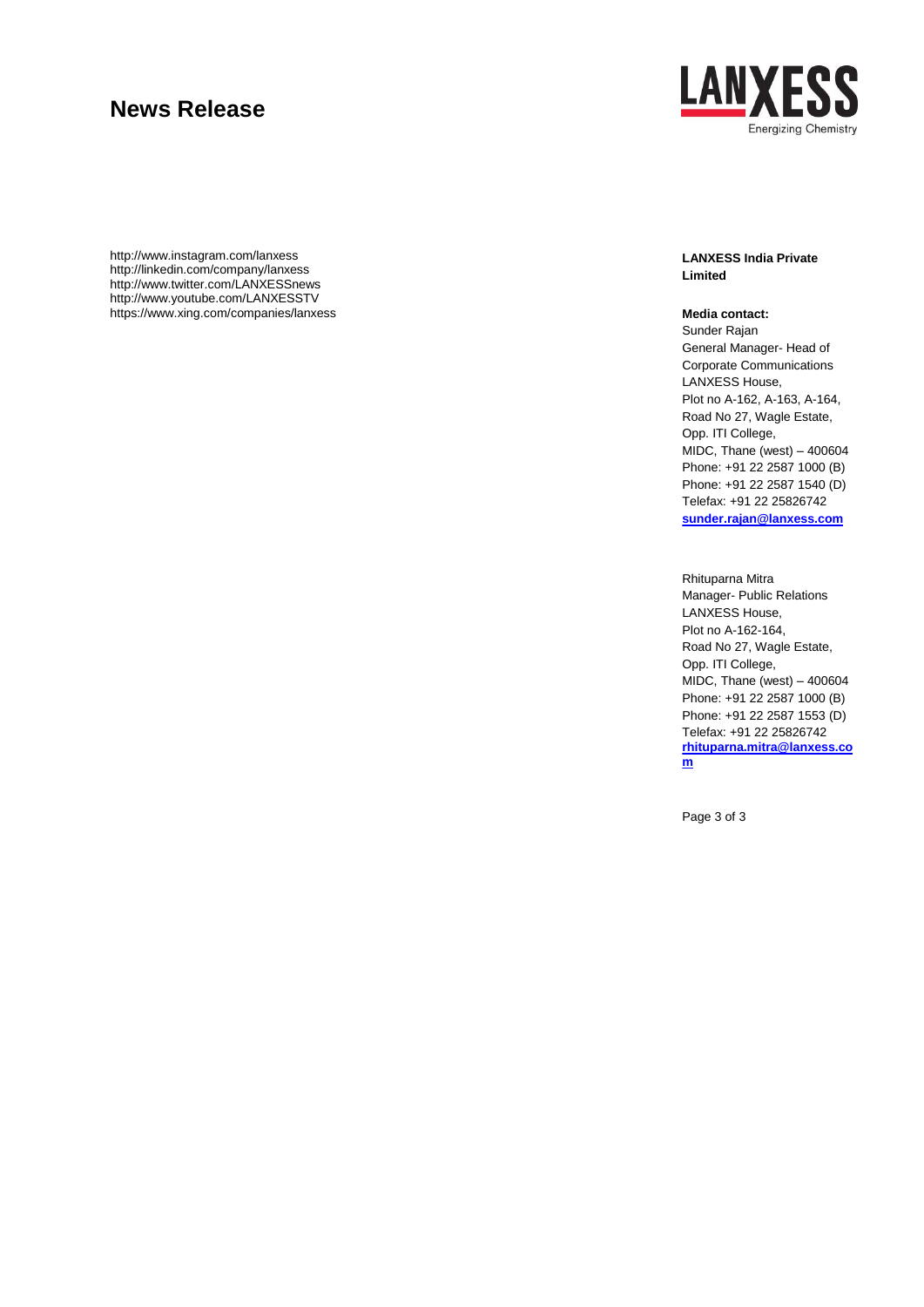# News Release

http://www.instagram.com/lanxess
http://linkedin.com/company/lanxess
http://www.twitter.com/LANXESSnews
http://www.youtube.com/LANXESSTV
https://www.xing.com/companies/lanxess

**LANXESS India Private Limited**

**Media contact:**
Sunder Rajan
General Manager- Head of Corporate Communications
LANXESS House,
Plot no A-162, A-163, A-164,
Road No 27, Wagle Estate,
Opp. ITI College,
MIDC, Thane (west) – 400604
Phone: +91 22 2587 1000 (B)
Phone: +91 22 2587 1540 (D)
Telefax: +91 22 25826742
**sunder.rajan@lanxess.com**

Rhituparna Mitra
Manager- Public Relations
LANXESS House,
Plot no A-162-164,
Road No 27, Wagle Estate,
Opp. ITI College,
MIDC, Thane (west) – 400604
Phone: +91 22 2587 1000 (B)
Phone: +91 22 2587 1553 (D)
Telefax: +91 22 25826742
**rhituparna.mitra@lanxess.com**